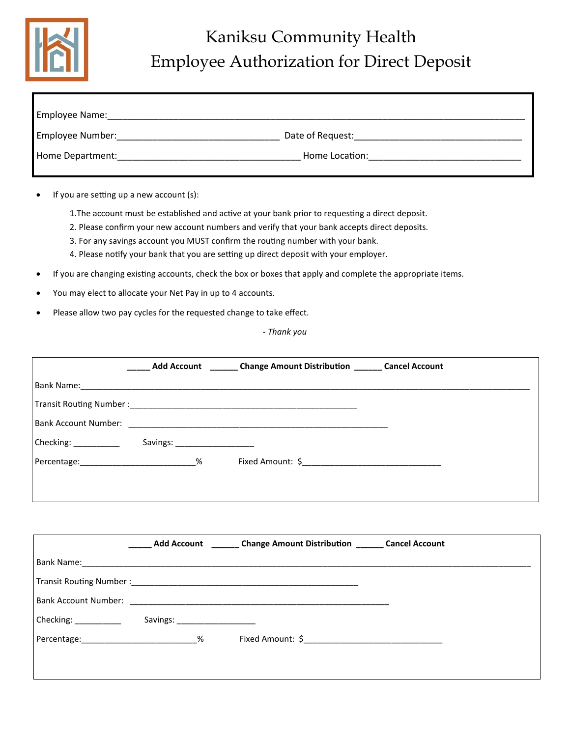# Kaniksu Community Health
# Employee Authorization for Direct Deposit

Employee Name:_______________________________________________________________________________

Employee Number:________________________________ Date of Request:_________________________________

Home Department:____________________________________ Home Location:______________________________

- If you are setting up a new account (s):

  1. The account must be established and active at your bank prior to requesting a direct deposit.
  2. Please confirm your new account numbers and verify that your bank accepts direct deposits.
  3. For any savings account you MUST confirm the routing number with your bank.
  4. Please notify your bank that you are setting up direct deposit with your employer.

- If you are changing existing accounts, check the box or boxes that apply and complete the appropriate items.
- You may elect to allocate your Net Pay in up to 4 accounts.
- Please allow two pay cycles for the requested change to take effect.

*- Thank you*

**_____ Add Account ______ Change Amount Distribution ______ Cancel Account**

Bank Name:_____________________________________________________________________________________________

Transit Routing Number :__________________________________________________

Bank Account Number: _________________________________________________________

Checking: __________ Savings: _________________

Percentage:_________________________% Fixed Amount: $______________________________

**_____ Add Account ______ Change Amount Distribution ______ Cancel Account**

Bank Name:_____________________________________________________________________________________________

Transit Routing Number :__________________________________________________

Bank Account Number: _________________________________________________________

Checking: __________ Savings: _________________

Percentage:_________________________% Fixed Amount: $______________________________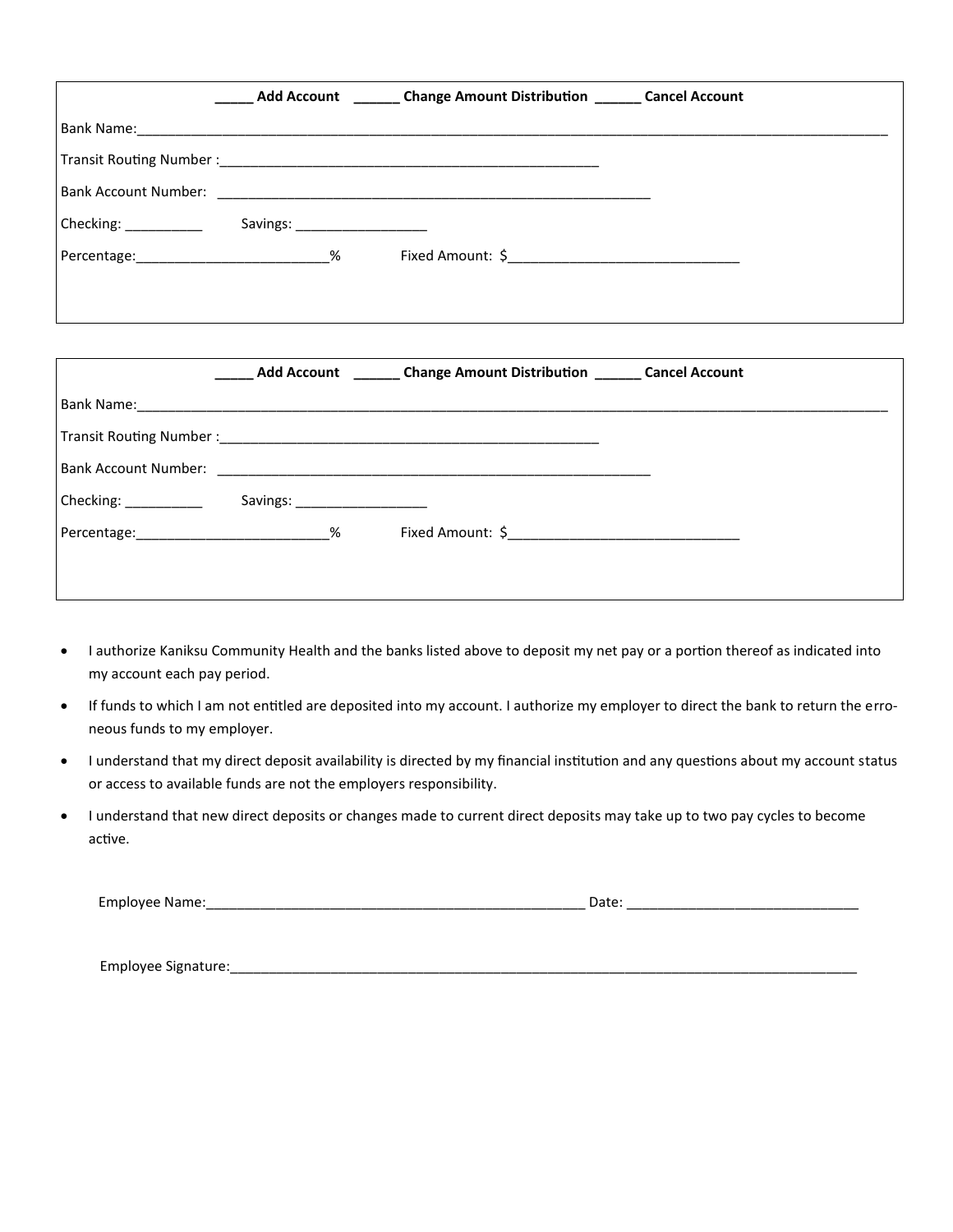_____ **Add Account** ______ **Change Amount Distribution** ______ **Cancel Account**

Bank Name:_______________________________________________________________________________________________

Transit Routing Number :_________________________________________________

Bank Account Number: _______________________________________________________

Checking: __________ Savings: _________________

Percentage:_________________________% Fixed Amount: $_____________________________

_____ **Add Account** ______ **Change Amount Distribution** ______ **Cancel Account**

Bank Name:_______________________________________________________________________________________________

Transit Routing Number :_________________________________________________

Bank Account Number: _______________________________________________________

Checking: __________ Savings: _________________

Percentage:_________________________% Fixed Amount: $_____________________________

- I authorize Kaniksu Community Health and the banks listed above to deposit my net pay or a portion thereof as indicated into my account each pay period.
- If funds to which I am not entitled are deposited into my account. I authorize my employer to direct the bank to return the erroneous funds to my employer.
- I understand that my direct deposit availability is directed by my financial institution and any questions about my account status or access to available funds are not the employers responsibility.
- I understand that new direct deposits or changes made to current direct deposits may take up to two pay cycles to become active.

Employee Name:__________________________________________________ Date: ______________________________

Employee Signature:___________________________________________________________________________________